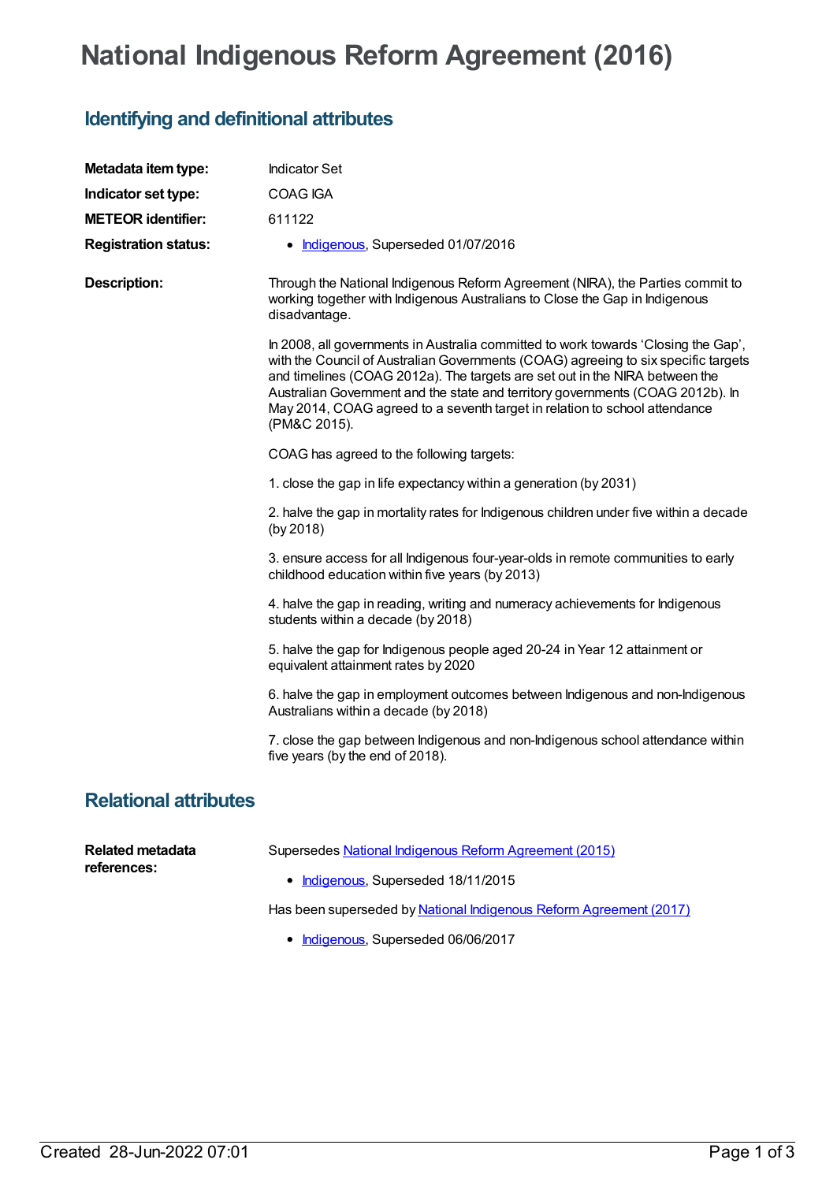# National Indigenous Reform Agreement (2016)

## Identifying and definitional attributes

**Metadata item type:** Indicator Set

**Indicator set type:** COAG IGA

**METEOR identifier:** 611122

**Registration status:**

- Indigenous, Superseded 01/07/2016

**Description:**

Through the National Indigenous Reform Agreement (NIRA), the Parties commit to working together with Indigenous Australians to Close the Gap in Indigenous disadvantage.

In 2008, all governments in Australia committed to work towards 'Closing the Gap', with the Council of Australian Governments (COAG) agreeing to six specific targets and timelines (COAG 2012a). The targets are set out in the NIRA between the Australian Government and the state and territory governments (COAG 2012b). In May 2014, COAG agreed to a seventh target in relation to school attendance (PM&C 2015).

COAG has agreed to the following targets:

1. close the gap in life expectancy within a generation (by 2031)

2. halve the gap in mortality rates for Indigenous children under five within a decade (by 2018)

3. ensure access for all Indigenous four-year-olds in remote communities to early childhood education within five years (by 2013)

4. halve the gap in reading, writing and numeracy achievements for Indigenous students within a decade (by 2018)

5. halve the gap for Indigenous people aged 20-24 in Year 12 attainment or equivalent attainment rates by 2020

6. halve the gap in employment outcomes between Indigenous and non-Indigenous Australians within a decade (by 2018)

7. close the gap between Indigenous and non-Indigenous school attendance within five years (by the end of 2018).

## Relational attributes

**Related metadata references:**

Supersedes National Indigenous Reform Agreement (2015)

- Indigenous, Superseded 18/11/2015

Has been superseded by National Indigenous Reform Agreement (2017)

- Indigenous, Superseded 06/06/2017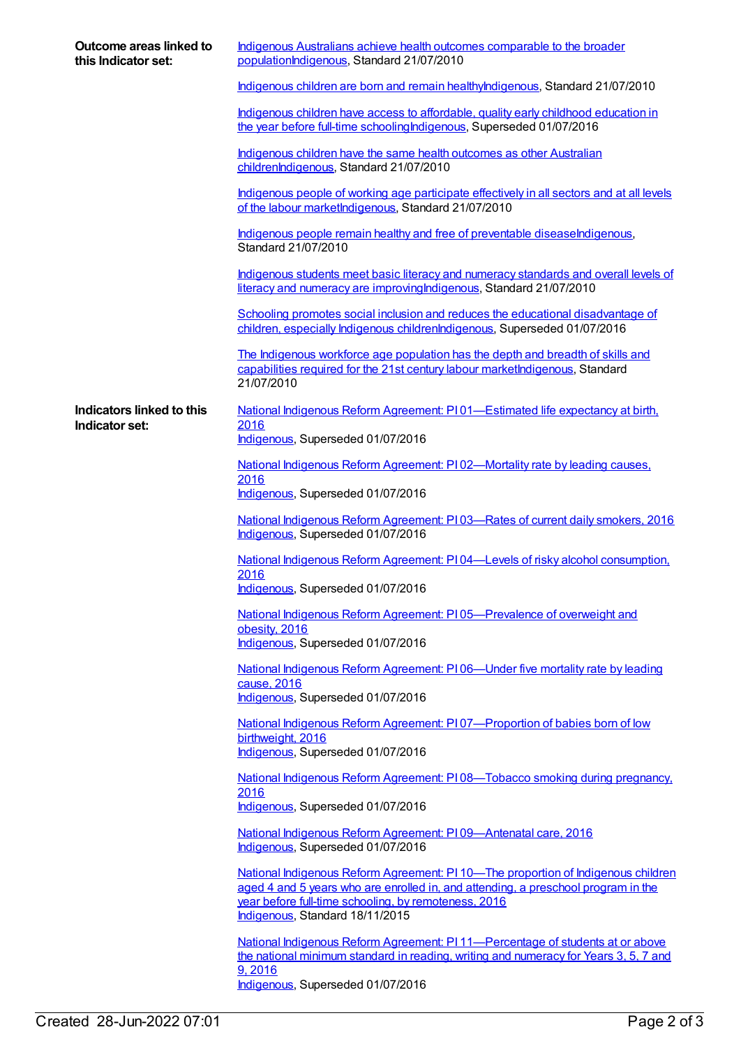**Outcome areas linked to this Indicator set:**

Indigenous Australians achieve health outcomes comparable to the broader populationIndigenous, Standard 21/07/2010

Indigenous children are born and remain healthyIndigenous, Standard 21/07/2010

Indigenous children have access to affordable, quality early childhood education in the year before full-time schoolingIndigenous, Superseded 01/07/2016

Indigenous children have the same health outcomes as other Australian childrenIndigenous, Standard 21/07/2010

Indigenous people of working age participate effectively in all sectors and at all levels of the labour marketIndigenous, Standard 21/07/2010

Indigenous people remain healthy and free of preventable diseaseIndigenous, Standard 21/07/2010

Indigenous students meet basic literacy and numeracy standards and overall levels of literacy and numeracy are improvingIndigenous, Standard 21/07/2010

Schooling promotes social inclusion and reduces the educational disadvantage of children, especially Indigenous childrenIndigenous, Superseded 01/07/2016

The Indigenous workforce age population has the depth and breadth of skills and capabilities required for the 21st century labour marketIndigenous, Standard 21/07/2010

**Indicators linked to this Indicator set:**

National Indigenous Reform Agreement: PI 01—Estimated life expectancy at birth, 2016
Indigenous, Superseded 01/07/2016

National Indigenous Reform Agreement: PI 02—Mortality rate by leading causes, 2016
Indigenous, Superseded 01/07/2016

National Indigenous Reform Agreement: PI 03—Rates of current daily smokers, 2016
Indigenous, Superseded 01/07/2016

National Indigenous Reform Agreement: PI 04—Levels of risky alcohol consumption, 2016
Indigenous, Superseded 01/07/2016

National Indigenous Reform Agreement: PI 05—Prevalence of overweight and obesity, 2016
Indigenous, Superseded 01/07/2016

National Indigenous Reform Agreement: PI 06—Under five mortality rate by leading cause, 2016
Indigenous, Superseded 01/07/2016

National Indigenous Reform Agreement: PI 07—Proportion of babies born of low birthweight, 2016
Indigenous, Superseded 01/07/2016

National Indigenous Reform Agreement: PI 08—Tobacco smoking during pregnancy, 2016
Indigenous, Superseded 01/07/2016

National Indigenous Reform Agreement: PI 09—Antenatal care, 2016
Indigenous, Superseded 01/07/2016

National Indigenous Reform Agreement: PI 10—The proportion of Indigenous children aged 4 and 5 years who are enrolled in, and attending, a preschool program in the year before full-time schooling, by remoteness, 2016
Indigenous, Standard 18/11/2015

National Indigenous Reform Agreement: PI 11—Percentage of students at or above the national minimum standard in reading, writing and numeracy for Years 3, 5, 7 and 9, 2016
Indigenous, Superseded 01/07/2016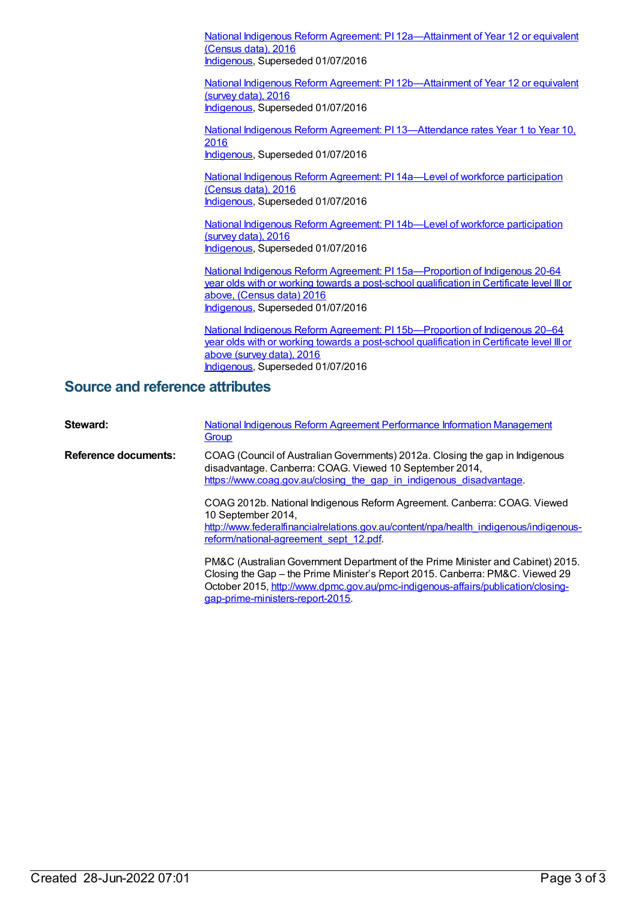National Indigenous Reform Agreement: PI 12a—Attainment of Year 12 or equivalent (Census data), 2016
Indigenous, Superseded 01/07/2016

National Indigenous Reform Agreement: PI 12b—Attainment of Year 12 or equivalent (survey data), 2016
Indigenous, Superseded 01/07/2016

National Indigenous Reform Agreement: PI 13—Attendance rates Year 1 to Year 10, 2016
Indigenous, Superseded 01/07/2016

National Indigenous Reform Agreement: PI 14a—Level of workforce participation (Census data), 2016
Indigenous, Superseded 01/07/2016

National Indigenous Reform Agreement: PI 14b—Level of workforce participation (survey data), 2016
Indigenous, Superseded 01/07/2016

National Indigenous Reform Agreement: PI 15a—Proportion of Indigenous 20-64 year olds with or working towards a post-school qualification in Certificate level III or above, (Census data) 2016
Indigenous, Superseded 01/07/2016

National Indigenous Reform Agreement: PI 15b—Proportion of Indigenous 20–64 year olds with or working towards a post-school qualification in Certificate level III or above (survey data), 2016
Indigenous, Superseded 01/07/2016

## Source and reference attributes

**Steward:** National Indigenous Reform Agreement Performance Information Management Group

**Reference documents:** COAG (Council of Australian Governments) 2012a. Closing the gap in Indigenous disadvantage. Canberra: COAG. Viewed 10 September 2014, https://www.coag.gov.au/closing_the_gap_in_indigenous_disadvantage.

COAG 2012b. National Indigenous Reform Agreement. Canberra: COAG. Viewed 10 September 2014, http://www.federalfinancialrelations.gov.au/content/npa/health_indigenous/indigenous-reform/national-agreement_sept_12.pdf.

PM&C (Australian Government Department of the Prime Minister and Cabinet) 2015. Closing the Gap – the Prime Minister's Report 2015. Canberra: PM&C. Viewed 29 October 2015, http://www.dpmc.gov.au/pmc-indigenous-affairs/publication/closing-gap-prime-ministers-report-2015.